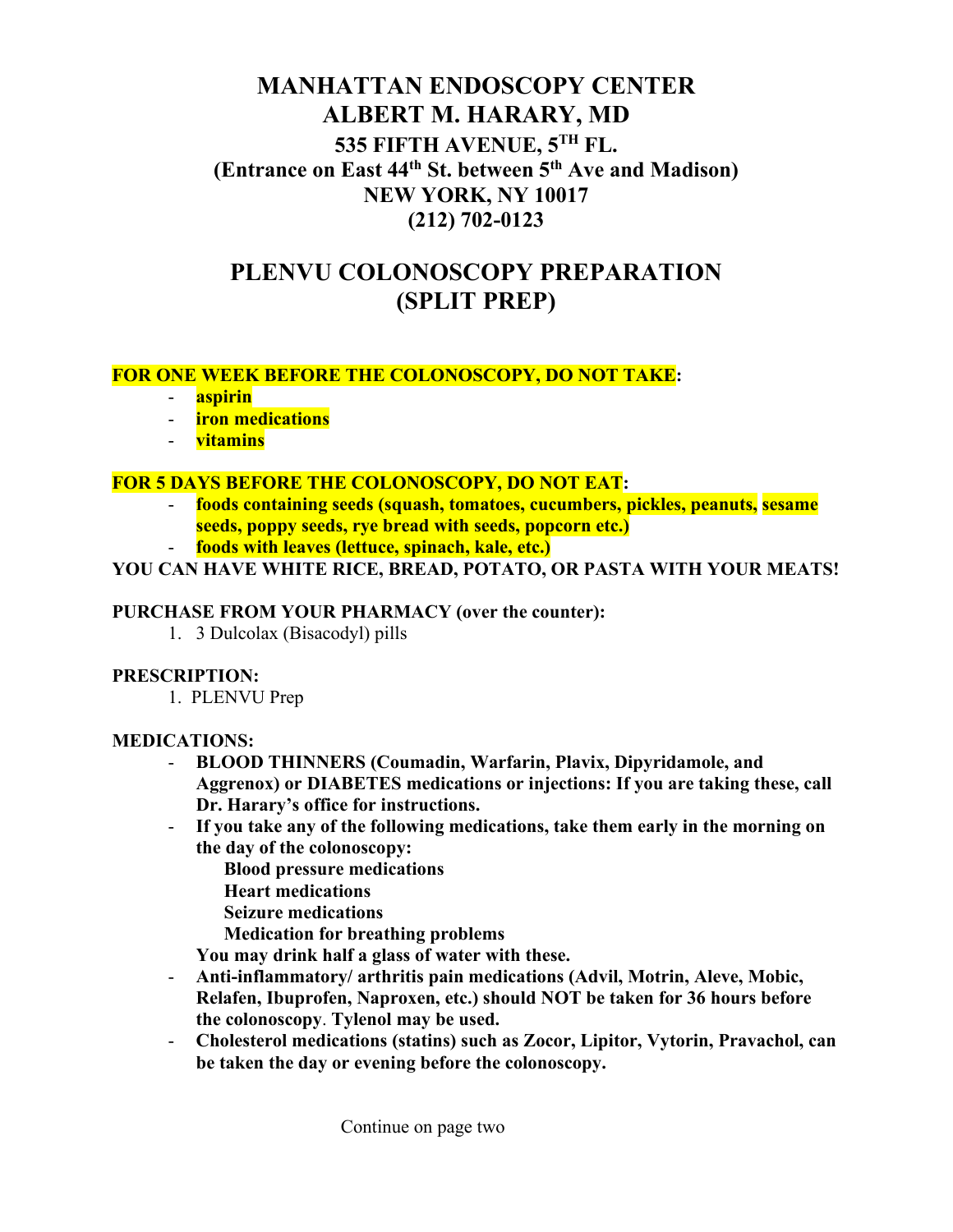# MANHATTAN ENDOSCOPY CENTER
# ALBERT M. HARARY, MD

## 535 FIFTH AVENUE, 5TH FL.
## (Entrance on East 44th St. between 5th Ave and Madison)
## NEW YORK, NY 10017
## (212) 702-0123

# PLENVU COLONOSCOPY PREPARATION
# (SPLIT PREP)

**FOR ONE WEEK BEFORE THE COLONOSCOPY, DO NOT TAKE:**

- **aspirin**
- **iron medications**
- **vitamins**

**FOR 5 DAYS BEFORE THE COLONOSCOPY, DO NOT EAT:**

- **foods containing seeds (squash, tomatoes, cucumbers, pickles, peanuts, sesame seeds, poppy seeds, rye bread with seeds, popcorn etc.)**
- **foods with leaves (lettuce, spinach, kale, etc.)**

**YOU CAN HAVE WHITE RICE, BREAD, POTATO, OR PASTA WITH YOUR MEATS!**

**PURCHASE FROM YOUR PHARMACY (over the counter):**

1. 3 Dulcolax (Bisacodyl) pills

**PRESCRIPTION:**

1. PLENVU Prep

**MEDICATIONS:**

- **BLOOD THINNERS (Coumadin, Warfarin, Plavix, Dipyridamole, and Aggrenox) or DIABETES medications or injections: If you are taking these, call Dr. Harary's office for instructions.**
- **If you take any of the following medications, take them early in the morning on the day of the colonoscopy:**
  - **Blood pressure medications**
  - **Heart medications**
  - **Seizure medications**
  - **Medication for breathing problems**

  **You may drink half a glass of water with these.**
- **Anti-inflammatory/ arthritis pain medications (Advil, Motrin, Aleve, Mobic, Relafen, Ibuprofen, Naproxen, etc.) should NOT be taken for 36 hours before the colonoscopy. Tylenol may be used.**
- **Cholesterol medications (statins) such as Zocor, Lipitor, Vytorin, Pravachol, can be taken the day or evening before the colonoscopy.**

Continue on page two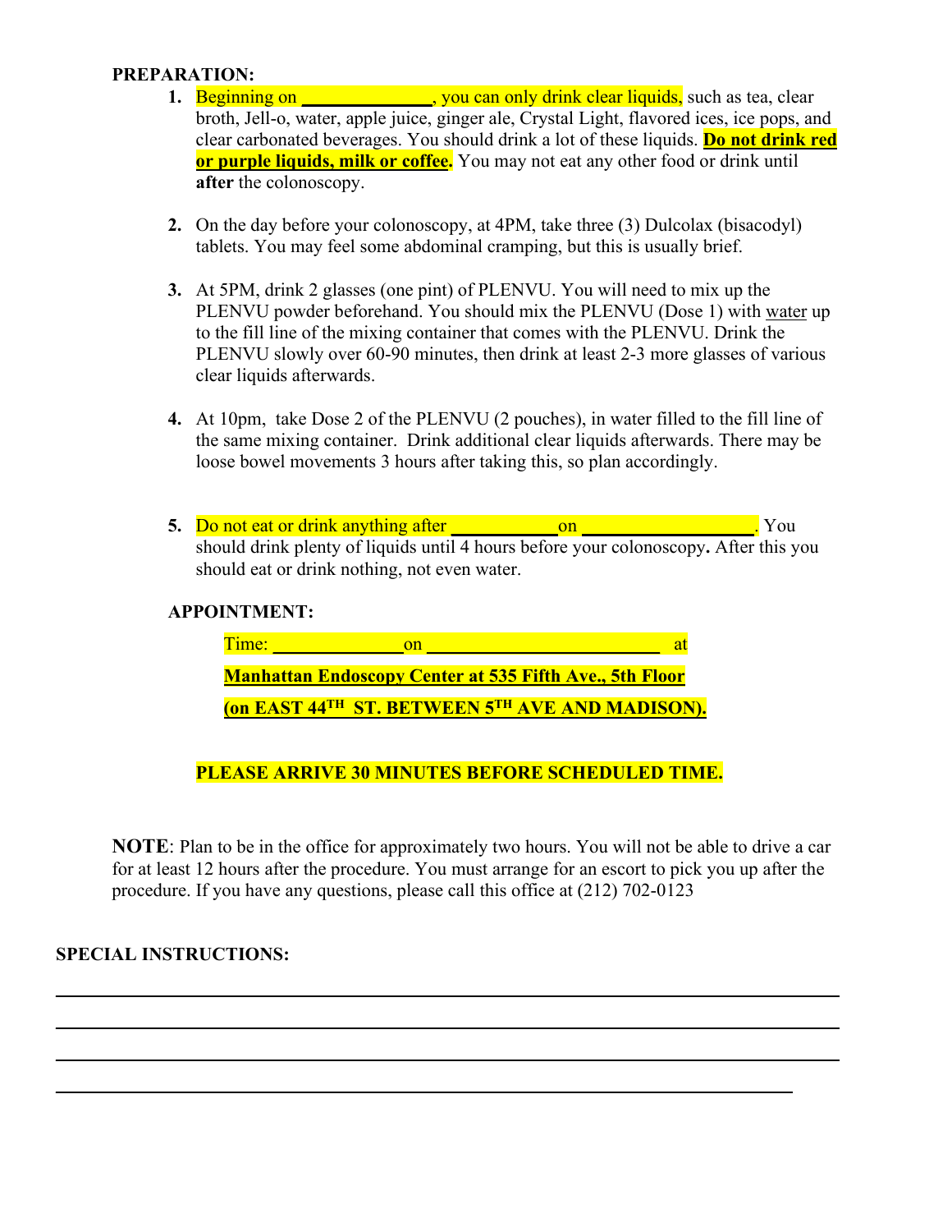**PREPARATION:**

1. Beginning on \_\_\_\_\_\_\_\_\_\_\_\_\_\_, you can only drink clear liquids, such as tea, clear broth, Jell-o, water, apple juice, ginger ale, Crystal Light, flavored ices, ice pops, and clear carbonated beverages. You should drink a lot of these liquids. **Do not drink red or purple liquids, milk or coffee.** You may not eat any other food or drink until **after** the colonoscopy.

2. On the day before your colonoscopy, at 4PM, take three (3) Dulcolax (bisacodyl) tablets. You may feel some abdominal cramping, but this is usually brief.

3. At 5PM, drink 2 glasses (one pint) of PLENVU. You will need to mix up the PLENVU powder beforehand. You should mix the PLENVU (Dose 1) with water up to the fill line of the mixing container that comes with the PLENVU. Drink the PLENVU slowly over 60-90 minutes, then drink at least 2-3 more glasses of various clear liquids afterwards.

4. At 10pm, take Dose 2 of the PLENVU (2 pouches), in water filled to the fill line of the same mixing container. Drink additional clear liquids afterwards. There may be loose bowel movements 3 hours after taking this, so plan accordingly.

5. Do not eat or drink anything after \_\_\_\_\_\_\_\_\_\_\_\_ on \_\_\_\_\_\_\_\_\_\_\_\_\_\_\_\_\_\_\_. You should drink plenty of liquids until 4 hours before your colonoscopy**.** After this you should eat or drink nothing, not even water.

**APPOINTMENT:**

Time: \_\_\_\_\_\_\_\_\_\_\_\_\_\_\_ on \_\_\_\_\_\_\_\_\_\_\_\_\_\_\_\_\_\_\_\_\_\_\_\_\_\_ at

**Manhattan Endoscopy Center at 535 Fifth Ave., 5th Floor**

**(on EAST 44TH ST. BETWEEN 5TH AVE AND MADISON).**

**PLEASE ARRIVE 30 MINUTES BEFORE SCHEDULED TIME.**

**NOTE**: Plan to be in the office for approximately two hours. You will not be able to drive a car for at least 12 hours after the procedure. You must arrange for an escort to pick you up after the procedure. If you have any questions, please call this office at (212) 702-0123

**SPECIAL INSTRUCTIONS:**

\_\_\_\_\_\_\_\_\_\_\_\_\_\_\_\_\_\_\_\_\_\_\_\_\_\_\_\_\_\_\_\_\_\_\_\_\_\_\_\_\_\_\_\_\_\_\_\_\_\_\_\_\_\_\_\_\_\_\_\_\_\_\_\_\_\_\_\_\_\_\_\_\_\_

\_\_\_\_\_\_\_\_\_\_\_\_\_\_\_\_\_\_\_\_\_\_\_\_\_\_\_\_\_\_\_\_\_\_\_\_\_\_\_\_\_\_\_\_\_\_\_\_\_\_\_\_\_\_\_\_\_\_\_\_\_\_\_\_\_\_\_\_\_\_\_\_\_\_

\_\_\_\_\_\_\_\_\_\_\_\_\_\_\_\_\_\_\_\_\_\_\_\_\_\_\_\_\_\_\_\_\_\_\_\_\_\_\_\_\_\_\_\_\_\_\_\_\_\_\_\_\_\_\_\_\_\_\_\_\_\_\_\_\_\_\_\_\_\_\_\_\_\_

\_\_\_\_\_\_\_\_\_\_\_\_\_\_\_\_\_\_\_\_\_\_\_\_\_\_\_\_\_\_\_\_\_\_\_\_\_\_\_\_\_\_\_\_\_\_\_\_\_\_\_\_\_\_\_\_\_\_\_\_\_\_\_\_\_\_\_\_\_\_